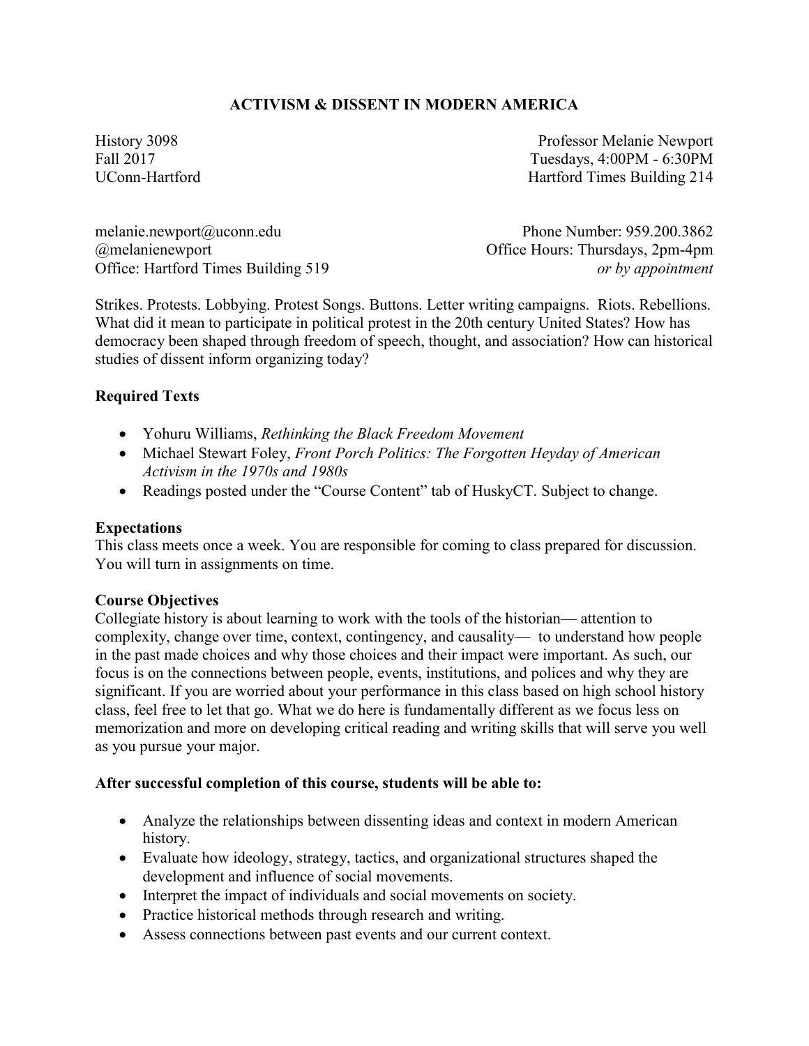# ACTIVISM & DISSENT IN MODERN AMERICA

History 3098
Fall 2017
UConn-Hartford

Professor Melanie Newport
Tuesdays, 4:00PM - 6:30PM
Hartford Times Building 214

melanie.newport@uconn.edu
@melanienewport
Office: Hartford Times Building 519

Phone Number: 959.200.3862
Office Hours: Thursdays, 2pm-4pm
*or by appointment*

Strikes. Protests. Lobbying. Protest Songs. Buttons. Letter writing campaigns. Riots. Rebellions. What did it mean to participate in political protest in the 20th century United States? How has democracy been shaped through freedom of speech, thought, and association? How can historical studies of dissent inform organizing today?

**Required Texts**

- Yohuru Williams, *Rethinking the Black Freedom Movement*
- Michael Stewart Foley, *Front Porch Politics: The Forgotten Heyday of American Activism in the 1970s and 1980s*
- Readings posted under the "Course Content" tab of HuskyCT. Subject to change.

**Expectations**

This class meets once a week. You are responsible for coming to class prepared for discussion. You will turn in assignments on time.

**Course Objectives**

Collegiate history is about learning to work with the tools of the historian— attention to complexity, change over time, context, contingency, and causality— to understand how people in the past made choices and why those choices and their impact were important. As such, our focus is on the connections between people, events, institutions, and polices and why they are significant. If you are worried about your performance in this class based on high school history class, feel free to let that go. What we do here is fundamentally different as we focus less on memorization and more on developing critical reading and writing skills that will serve you well as you pursue your major.

**After successful completion of this course, students will be able to:**

- Analyze the relationships between dissenting ideas and context in modern American history.
- Evaluate how ideology, strategy, tactics, and organizational structures shaped the development and influence of social movements.
- Interpret the impact of individuals and social movements on society.
- Practice historical methods through research and writing.
- Assess connections between past events and our current context.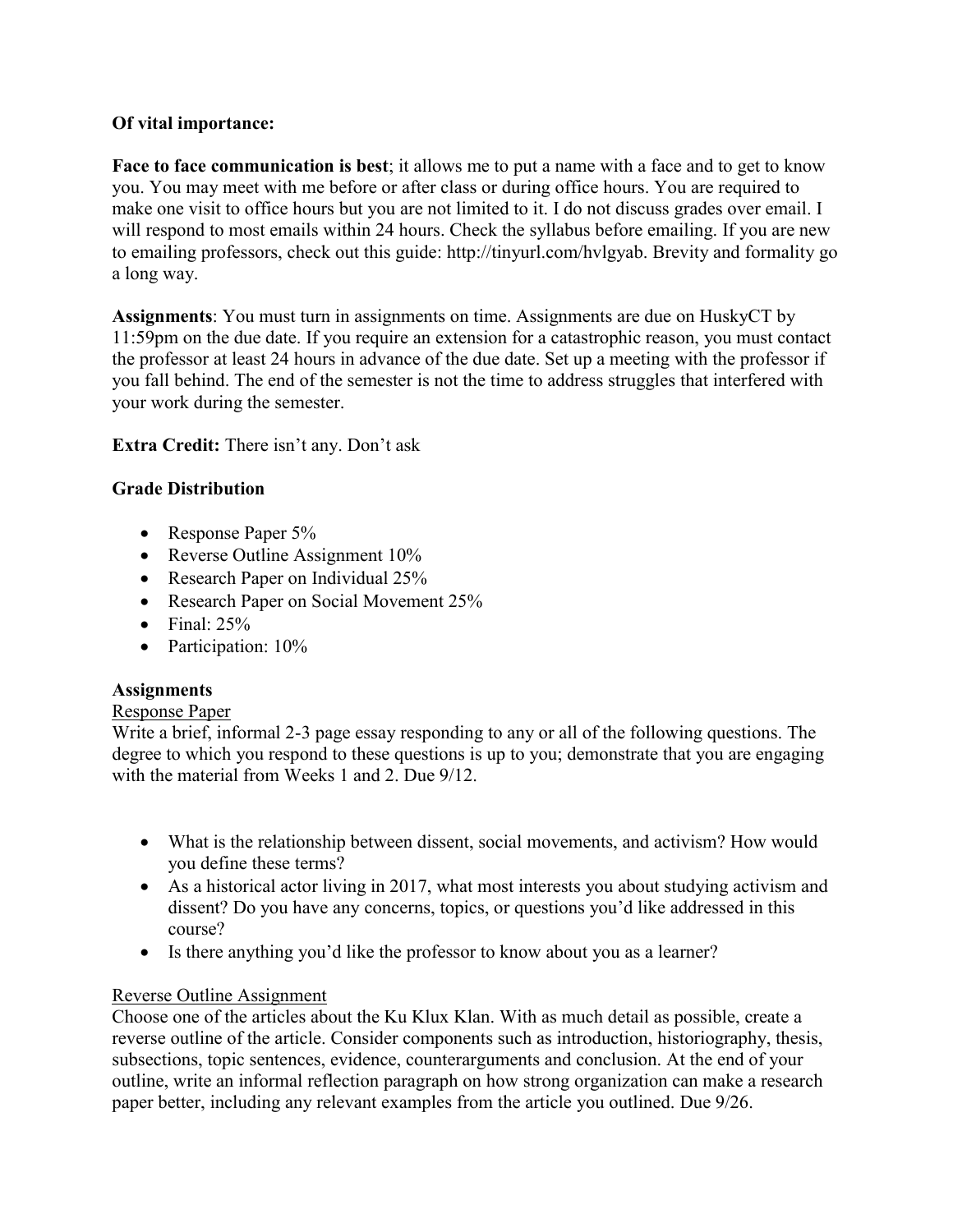**Of vital importance:**

**Face to face communication is best**; it allows me to put a name with a face and to get to know you. You may meet with me before or after class or during office hours. You are required to make one visit to office hours but you are not limited to it. I do not discuss grades over email. I will respond to most emails within 24 hours. Check the syllabus before emailing. If you are new to emailing professors, check out this guide: http://tinyurl.com/hvlgyab. Brevity and formality go a long way.

**Assignments**: You must turn in assignments on time. Assignments are due on HuskyCT by 11:59pm on the due date. If you require an extension for a catastrophic reason, you must contact the professor at least 24 hours in advance of the due date. Set up a meeting with the professor if you fall behind. The end of the semester is not the time to address struggles that interfered with your work during the semester.

**Extra Credit:** There isn't any. Don't ask

**Grade Distribution**

- Response Paper 5%
- Reverse Outline Assignment 10%
- Research Paper on Individual 25%
- Research Paper on Social Movement 25%
- Final: 25%
- Participation: 10%

**Assignments**

<u>Response Paper</u>

Write a brief, informal 2-3 page essay responding to any or all of the following questions. The degree to which you respond to these questions is up to you; demonstrate that you are engaging with the material from Weeks 1 and 2. Due 9/12.

- What is the relationship between dissent, social movements, and activism? How would you define these terms?
- As a historical actor living in 2017, what most interests you about studying activism and dissent? Do you have any concerns, topics, or questions you'd like addressed in this course?
- Is there anything you'd like the professor to know about you as a learner?

<u>Reverse Outline Assignment</u>

Choose one of the articles about the Ku Klux Klan. With as much detail as possible, create a reverse outline of the article. Consider components such as introduction, historiography, thesis, subsections, topic sentences, evidence, counterarguments and conclusion. At the end of your outline, write an informal reflection paragraph on how strong organization can make a research paper better, including any relevant examples from the article you outlined. Due 9/26.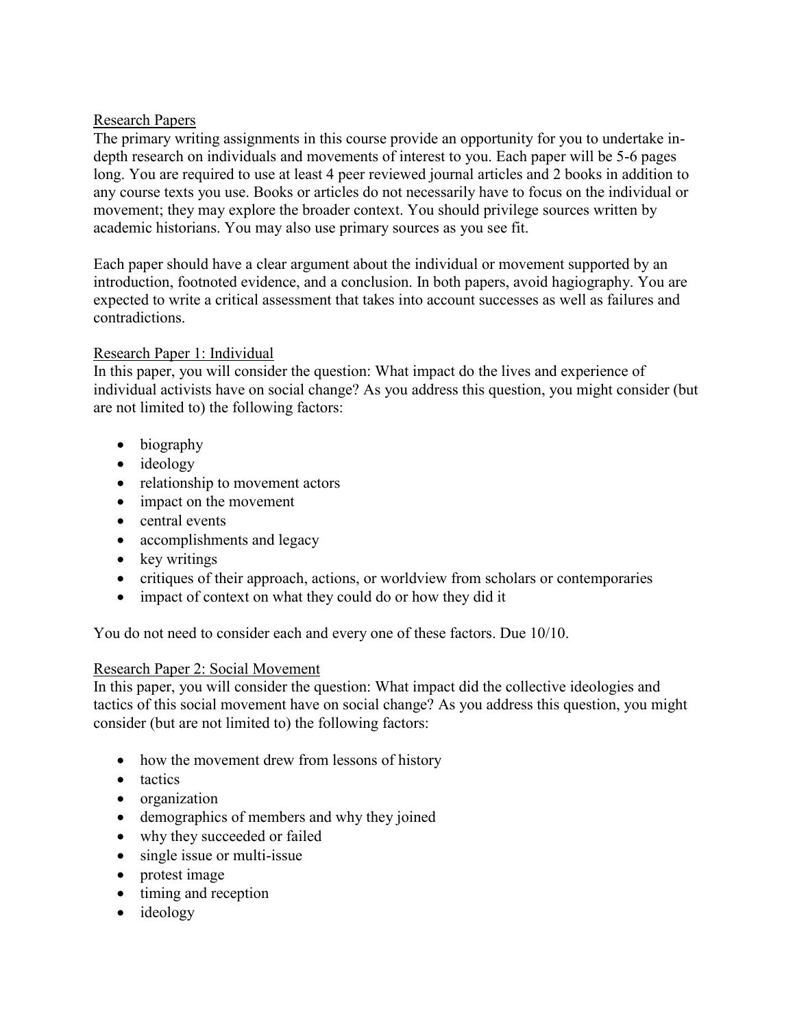## Research Papers

The primary writing assignments in this course provide an opportunity for you to undertake in-depth research on individuals and movements of interest to you. Each paper will be 5-6 pages long. You are required to use at least 4 peer reviewed journal articles and 2 books in addition to any course texts you use. Books or articles do not necessarily have to focus on the individual or movement; they may explore the broader context. You should privilege sources written by academic historians. You may also use primary sources as you see fit.

Each paper should have a clear argument about the individual or movement supported by an introduction, footnoted evidence, and a conclusion. In both papers, avoid hagiography. You are expected to write a critical assessment that takes into account successes as well as failures and contradictions.

### Research Paper 1: Individual

In this paper, you will consider the question: What impact do the lives and experience of individual activists have on social change? As you address this question, you might consider (but are not limited to) the following factors:

- biography
- ideology
- relationship to movement actors
- impact on the movement
- central events
- accomplishments and legacy
- key writings
- critiques of their approach, actions, or worldview from scholars or contemporaries
- impact of context on what they could do or how they did it

You do not need to consider each and every one of these factors. Due 10/10.

### Research Paper 2: Social Movement

In this paper, you will consider the question: What impact did the collective ideologies and tactics of this social movement have on social change? As you address this question, you might consider (but are not limited to) the following factors:

- how the movement drew from lessons of history
- tactics
- organization
- demographics of members and why they joined
- why they succeeded or failed
- single issue or multi-issue
- protest image
- timing and reception
- ideology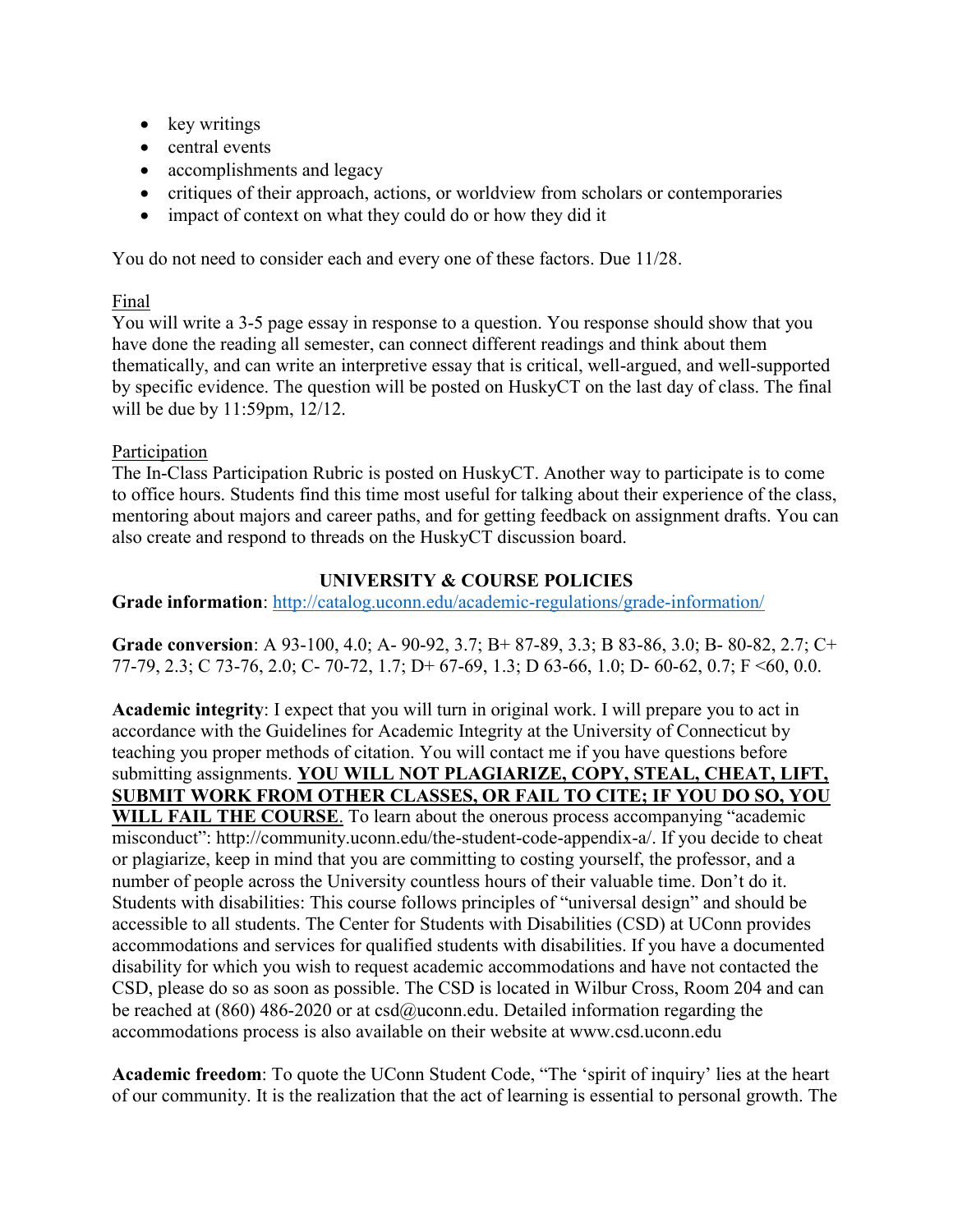- key writings
- central events
- accomplishments and legacy
- critiques of their approach, actions, or worldview from scholars or contemporaries
- impact of context on what they could do or how they did it

You do not need to consider each and every one of these factors. Due 11/28.

Final

You will write a 3-5 page essay in response to a question. You response should show that you have done the reading all semester, can connect different readings and think about them thematically, and can write an interpretive essay that is critical, well-argued, and well-supported by specific evidence. The question will be posted on HuskyCT on the last day of class. The final will be due by 11:59pm, 12/12.

Participation

The In-Class Participation Rubric is posted on HuskyCT. Another way to participate is to come to office hours. Students find this time most useful for talking about their experience of the class, mentoring about majors and career paths, and for getting feedback on assignment drafts. You can also create and respond to threads on the HuskyCT discussion board.

## UNIVERSITY & COURSE POLICIES

**Grade information**: http://catalog.uconn.edu/academic-regulations/grade-information/

**Grade conversion**: A 93-100, 4.0; A- 90-92, 3.7; B+ 87-89, 3.3; B 83-86, 3.0; B- 80-82, 2.7; C+ 77-79, 2.3; C 73-76, 2.0; C- 70-72, 1.7; D+ 67-69, 1.3; D 63-66, 1.0; D- 60-62, 0.7; F <60, 0.0.

**Academic integrity**: I expect that you will turn in original work. I will prepare you to act in accordance with the Guidelines for Academic Integrity at the University of Connecticut by teaching you proper methods of citation. You will contact me if you have questions before submitting assignments. **YOU WILL NOT PLAGIARIZE, COPY, STEAL, CHEAT, LIFT, SUBMIT WORK FROM OTHER CLASSES, OR FAIL TO CITE; IF YOU DO SO, YOU WILL FAIL THE COURSE**. To learn about the onerous process accompanying "academic misconduct": http://community.uconn.edu/the-student-code-appendix-a/. If you decide to cheat or plagiarize, keep in mind that you are committing to costing yourself, the professor, and a number of people across the University countless hours of their valuable time. Don't do it. Students with disabilities: This course follows principles of "universal design" and should be accessible to all students. The Center for Students with Disabilities (CSD) at UConn provides accommodations and services for qualified students with disabilities. If you have a documented disability for which you wish to request academic accommodations and have not contacted the CSD, please do so as soon as possible. The CSD is located in Wilbur Cross, Room 204 and can be reached at (860) 486-2020 or at csd@uconn.edu. Detailed information regarding the accommodations process is also available on their website at www.csd.uconn.edu

**Academic freedom**: To quote the UConn Student Code, "The 'spirit of inquiry' lies at the heart of our community. It is the realization that the act of learning is essential to personal growth. The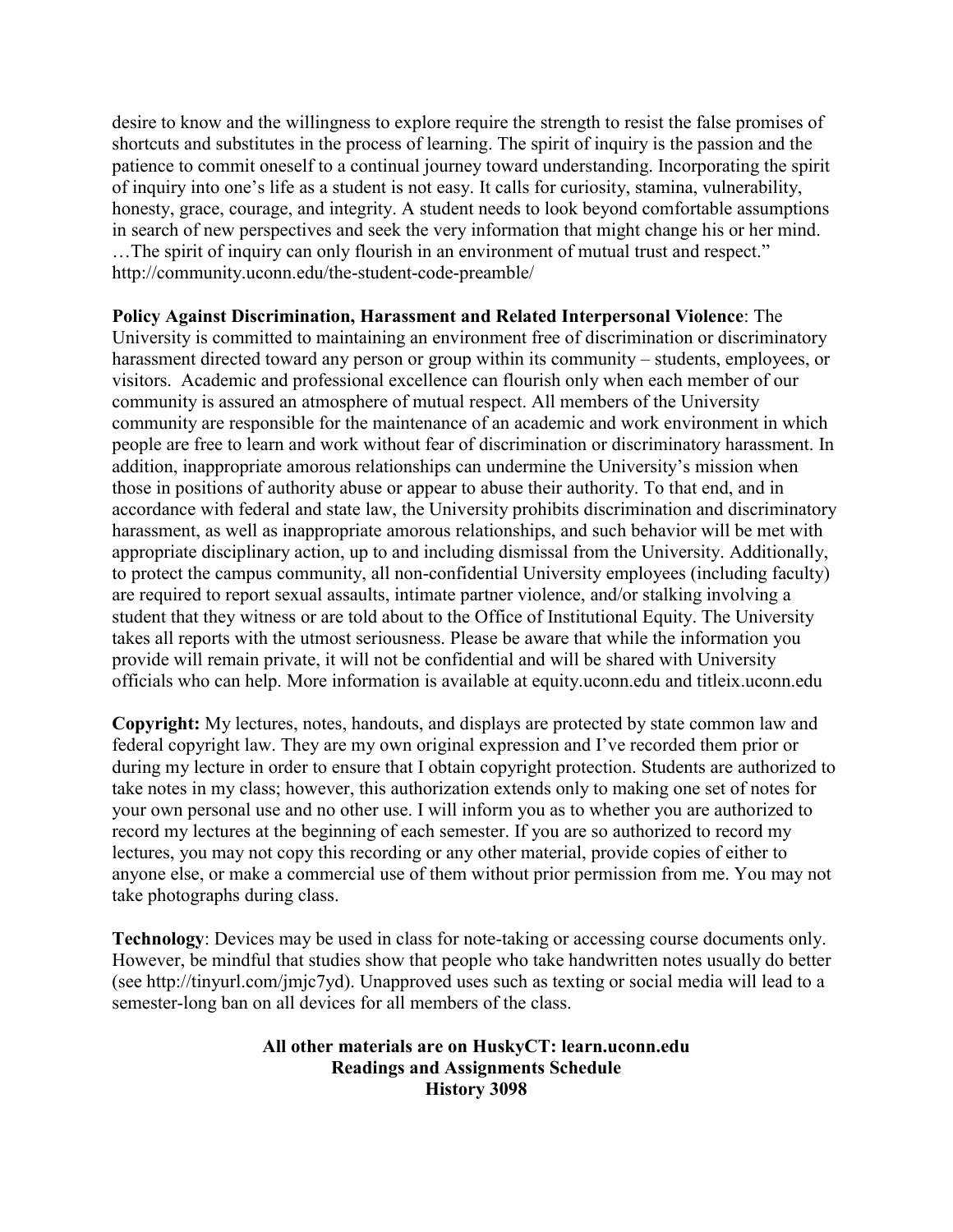desire to know and the willingness to explore require the strength to resist the false promises of shortcuts and substitutes in the process of learning. The spirit of inquiry is the passion and the patience to commit oneself to a continual journey toward understanding. Incorporating the spirit of inquiry into one's life as a student is not easy. It calls for curiosity, stamina, vulnerability, honesty, grace, courage, and integrity. A student needs to look beyond comfortable assumptions in search of new perspectives and seek the very information that might change his or her mind. …The spirit of inquiry can only flourish in an environment of mutual trust and respect." http://community.uconn.edu/the-student-code-preamble/

**Policy Against Discrimination, Harassment and Related Interpersonal Violence**: The University is committed to maintaining an environment free of discrimination or discriminatory harassment directed toward any person or group within its community – students, employees, or visitors. Academic and professional excellence can flourish only when each member of our community is assured an atmosphere of mutual respect. All members of the University community are responsible for the maintenance of an academic and work environment in which people are free to learn and work without fear of discrimination or discriminatory harassment. In addition, inappropriate amorous relationships can undermine the University's mission when those in positions of authority abuse or appear to abuse their authority. To that end, and in accordance with federal and state law, the University prohibits discrimination and discriminatory harassment, as well as inappropriate amorous relationships, and such behavior will be met with appropriate disciplinary action, up to and including dismissal from the University. Additionally, to protect the campus community, all non-confidential University employees (including faculty) are required to report sexual assaults, intimate partner violence, and/or stalking involving a student that they witness or are told about to the Office of Institutional Equity. The University takes all reports with the utmost seriousness. Please be aware that while the information you provide will remain private, it will not be confidential and will be shared with University officials who can help. More information is available at equity.uconn.edu and titleix.uconn.edu

**Copyright:** My lectures, notes, handouts, and displays are protected by state common law and federal copyright law. They are my own original expression and I've recorded them prior or during my lecture in order to ensure that I obtain copyright protection. Students are authorized to take notes in my class; however, this authorization extends only to making one set of notes for your own personal use and no other use. I will inform you as to whether you are authorized to record my lectures at the beginning of each semester. If you are so authorized to record my lectures, you may not copy this recording or any other material, provide copies of either to anyone else, or make a commercial use of them without prior permission from me. You may not take photographs during class.

**Technology**: Devices may be used in class for note-taking or accessing course documents only. However, be mindful that studies show that people who take handwritten notes usually do better (see http://tinyurl.com/jmjc7yd). Unapproved uses such as texting or social media will lead to a semester-long ban on all devices for all members of the class.

**All other materials are on HuskyCT: learn.uconn.edu**
**Readings and Assignments Schedule**
**History 3098**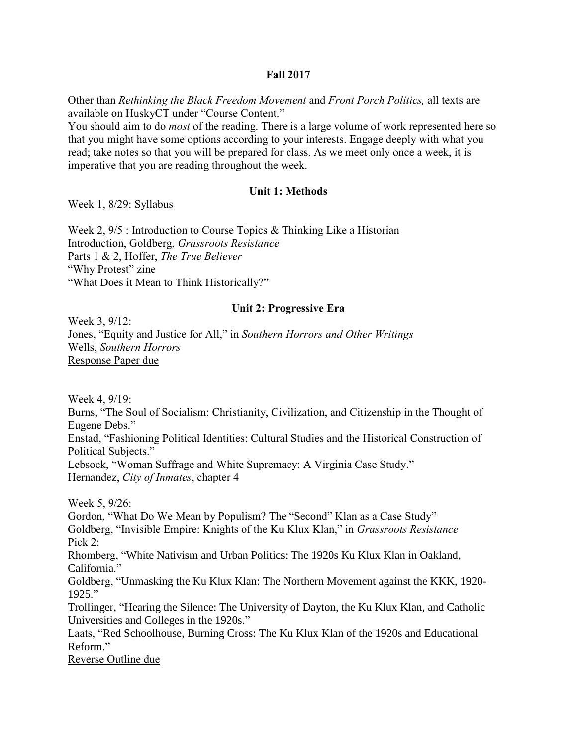**Fall 2017**

Other than *Rethinking the Black Freedom Movement* and *Front Porch Politics,* all texts are available on HuskyCT under "Course Content."

You should aim to do *most* of the reading. There is a large volume of work represented here so that you might have some options according to your interests. Engage deeply with what you read; take notes so that you will be prepared for class. As we meet only once a week, it is imperative that you are reading throughout the week.

## Unit 1: Methods

Week 1, 8/29: Syllabus

Week 2, 9/5 : Introduction to Course Topics & Thinking Like a Historian
Introduction, Goldberg, *Grassroots Resistance*
Parts 1 & 2, Hoffer, *The True Believer*
"Why Protest" zine
"What Does it Mean to Think Historically?"

## Unit 2: Progressive Era

Week 3, 9/12:
Jones, "Equity and Justice for All," in *Southern Horrors and Other Writings*
Wells, *Southern Horrors*
<u>Response Paper due</u>

Week 4, 9/19:
Burns, "The Soul of Socialism: Christianity, Civilization, and Citizenship in the Thought of Eugene Debs."
Enstad, "Fashioning Political Identities: Cultural Studies and the Historical Construction of Political Subjects."
Lebsock, "Woman Suffrage and White Supremacy: A Virginia Case Study."
Hernandez, *City of Inmates*, chapter 4

Week 5, 9/26:
Gordon, "What Do We Mean by Populism? The "Second" Klan as a Case Study"
Goldberg, "Invisible Empire: Knights of the Ku Klux Klan," in *Grassroots Resistance*
Pick 2:
Rhomberg, "White Nativism and Urban Politics: The 1920s Ku Klux Klan in Oakland, California."
Goldberg, "Unmasking the Ku Klux Klan: The Northern Movement against the KKK, 1920-1925."
Trollinger, "Hearing the Silence: The University of Dayton, the Ku Klux Klan, and Catholic Universities and Colleges in the 1920s."
Laats, "Red Schoolhouse, Burning Cross: The Ku Klux Klan of the 1920s and Educational Reform."
<u>Reverse Outline due</u>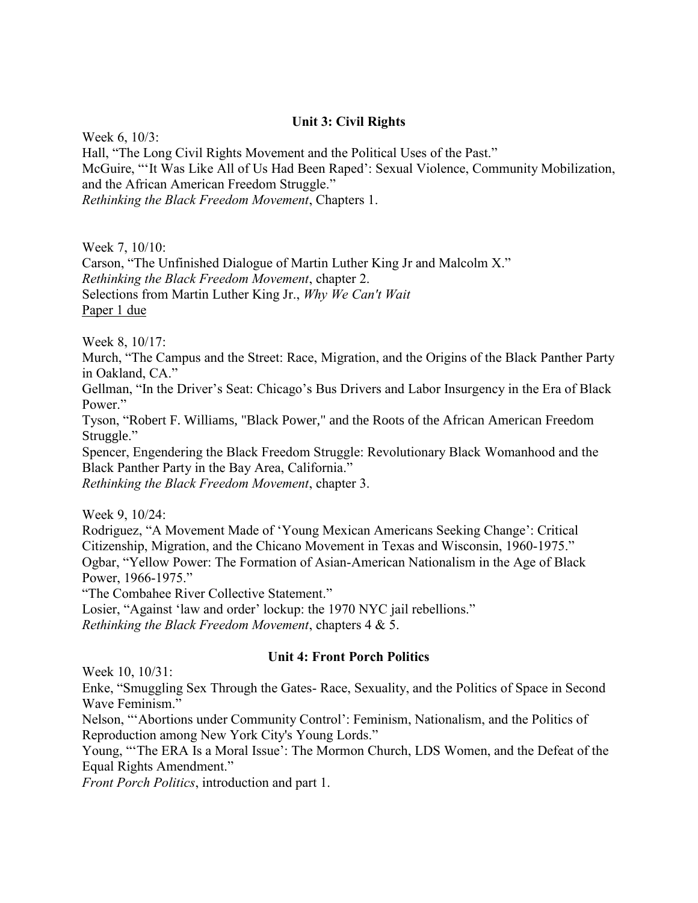## Unit 3: Civil Rights

Week 6, 10/3:
Hall, "The Long Civil Rights Movement and the Political Uses of the Past."
McGuire, "'It Was Like All of Us Had Been Raped': Sexual Violence, Community Mobilization, and the African American Freedom Struggle."
*Rethinking the Black Freedom Movement*, Chapters 1.

Week 7, 10/10:
Carson, "The Unfinished Dialogue of Martin Luther King Jr and Malcolm X."
*Rethinking the Black Freedom Movement*, chapter 2.
Selections from Martin Luther King Jr., *Why We Can't Wait*
<u>Paper 1 due</u>

Week 8, 10/17:
Murch, "The Campus and the Street: Race, Migration, and the Origins of the Black Panther Party in Oakland, CA."
Gellman, "In the Driver's Seat: Chicago's Bus Drivers and Labor Insurgency in the Era of Black Power."
Tyson, "Robert F. Williams, "Black Power," and the Roots of the African American Freedom Struggle."
Spencer, Engendering the Black Freedom Struggle: Revolutionary Black Womanhood and the Black Panther Party in the Bay Area, California."
*Rethinking the Black Freedom Movement*, chapter 3.

Week 9, 10/24:
Rodriguez, "A Movement Made of 'Young Mexican Americans Seeking Change': Critical Citizenship, Migration, and the Chicano Movement in Texas and Wisconsin, 1960-1975."
Ogbar, "Yellow Power: The Formation of Asian-American Nationalism in the Age of Black Power, 1966-1975."
"The Combahee River Collective Statement."
Losier, "Against 'law and order' lockup: the 1970 NYC jail rebellions."
*Rethinking the Black Freedom Movement*, chapters 4 & 5.

## Unit 4: Front Porch Politics

Week 10, 10/31:
Enke, "Smuggling Sex Through the Gates- Race, Sexuality, and the Politics of Space in Second Wave Feminism."
Nelson, "'Abortions under Community Control': Feminism, Nationalism, and the Politics of Reproduction among New York City's Young Lords."
Young, "'The ERA Is a Moral Issue': The Mormon Church, LDS Women, and the Defeat of the Equal Rights Amendment."
*Front Porch Politics*, introduction and part 1.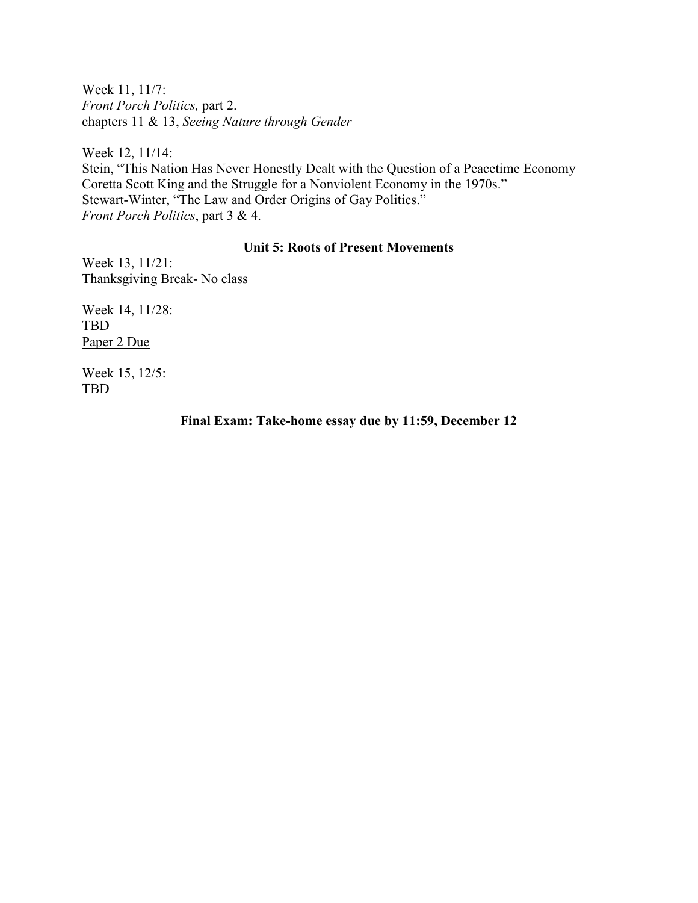Week 11, 11/7:
*Front Porch Politics,* part 2.
chapters 11 & 13, *Seeing Nature through Gender*

Week 12, 11/14:
Stein, "This Nation Has Never Honestly Dealt with the Question of a Peacetime Economy Coretta Scott King and the Struggle for a Nonviolent Economy in the 1970s."
Stewart-Winter, "The Law and Order Origins of Gay Politics."
*Front Porch Politics*, part 3 & 4.

**Unit 5: Roots of Present Movements**

Week 13, 11/21:
Thanksgiving Break- No class

Week 14, 11/28:
TBD
<u>Paper 2 Due</u>

Week 15, 12/5:
TBD

**Final Exam: Take-home essay due by 11:59, December 12**